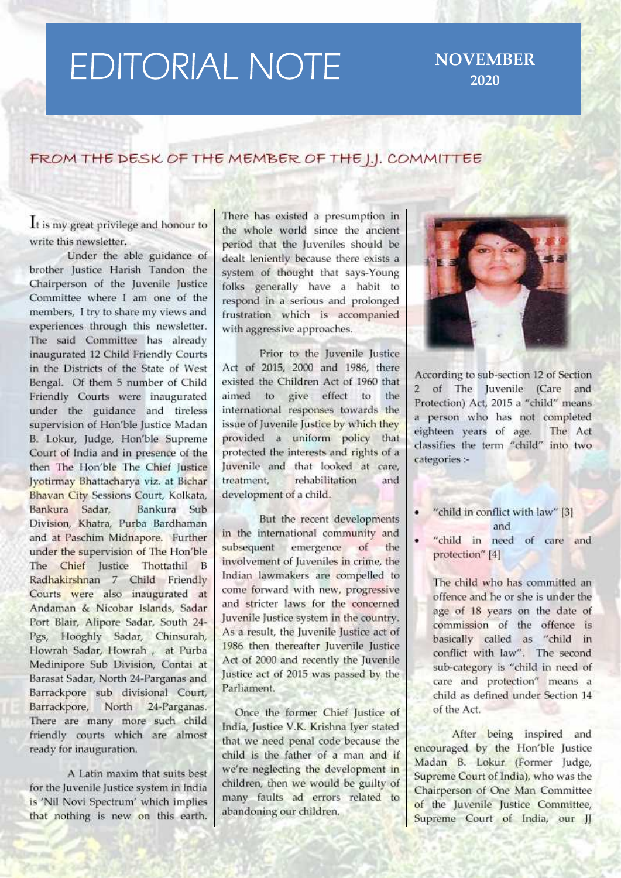# EDITORIAL NOTE

**NOVEMBER 2020**

## FROM THE DESK OF THE MEMBER OF THE J.J. COMMITTEE

It is my great privilege and honour to write this newsletter.

Under the able guidance of brother Justice Harish Tandon the Chairperson of the Juvenile Justice Committee where I am one of the members, I try to share my views and experiences through this newsletter. The said Committee has already inaugurated 12 Child Friendly Courts in the Districts of the State of West Bengal. Of them 5 number of Child Friendly Courts were inaugurated under the guidance and tireless supervision of Hon'ble Justice Madan B. Lokur, Judge, Hon'ble Supreme Court of India and in presence of the then The Hon'ble The Chief Justice Jyotirmay Bhattacharya viz. at Bichar Bhavan City Sessions Court, Kolkata, Bankura Sadar, Bankura Sub Division, Khatra, Purba Bardhaman and at Paschim Midnapore. Further under the supervision of The Hon'ble The Chief Justice Thottathil B Radhakirshnan 7 Child Friendly Courts were also inaugurated at Andaman & Nicobar Islands, Sadar Port Blair, Alipore Sadar, South 24-Pgs, Hooghly Sadar, Chinsurah, Howrah Sadar, Howrah , at Purba Medinipore Sub Division, Contai at Barasat Sadar, North 24-Parganas and Barrackpore sub divisional Court, Barrackpore, North 24-Parganas. There are many more such child friendly courts which are almost ready for inauguration.

A Latin maxim that suits best for the Juvenile Justice system in India is 'Nil Novi Spectrum' which implies that nothing is new on this earth. There has existed a presumption in the whole world since the ancient period that the Juveniles should be dealt leniently because there exists a system of thought that says-Young folks generally have a habit to respond in a serious and prolonged frustration which is accompanied with aggressive approaches.

Prior to the Juvenile Justice Act of 2015, 2000 and 1986, there existed the Children Act of 1960 that aimed to give effect to the international responses towards the issue of Juvenile Justice by which they provided a uniform policy that protected the interests and rights of a Juvenile and that looked at care, treatment, rehabilitation and development of a child.

But the recent developments in the international community and subsequent emergence of the involvement of Juveniles in crime, the Indian lawmakers are compelled to come forward with new, progressive and stricter laws for the concerned Juvenile Justice system in the country. As a result, the Juvenile Justice act of 1986 then thereafter Juvenile Justice Act of 2000 and recently the Juvenile Justice act of 2015 was passed by the Parliament.

Once the former Chief Justice of India, Justice V.K. Krishna Iyer stated that we need penal code because the child is the father of a man and if we're neglecting the development in children, then we would be guilty of many faults ad errors related to abandoning our children.

According to sub-section 12 of Section 2 of The Juvenile (Care and Protection) Act, 2015 a "child" means a person who has not completed eighteen years of age. The Act classifies the term "child" into two categories :-

- "child in conflict with law" [3] and
- "child in need of care and protection" [4]

The child who has committed an offence and he or she is under the age of 18 years on the date of commission of the offence is basically called as "child in conflict with law". The second sub-category is "child in need of care and protection" means a child as defined under Section 14 of the Act.

After being inspired and encouraged by the Hon'ble Justice Madan B. Lokur (Former Judge, Supreme Court of India), who was the Chairperson of One Man Committee of the Juvenile Justice Committee, Supreme Court of India, our JJ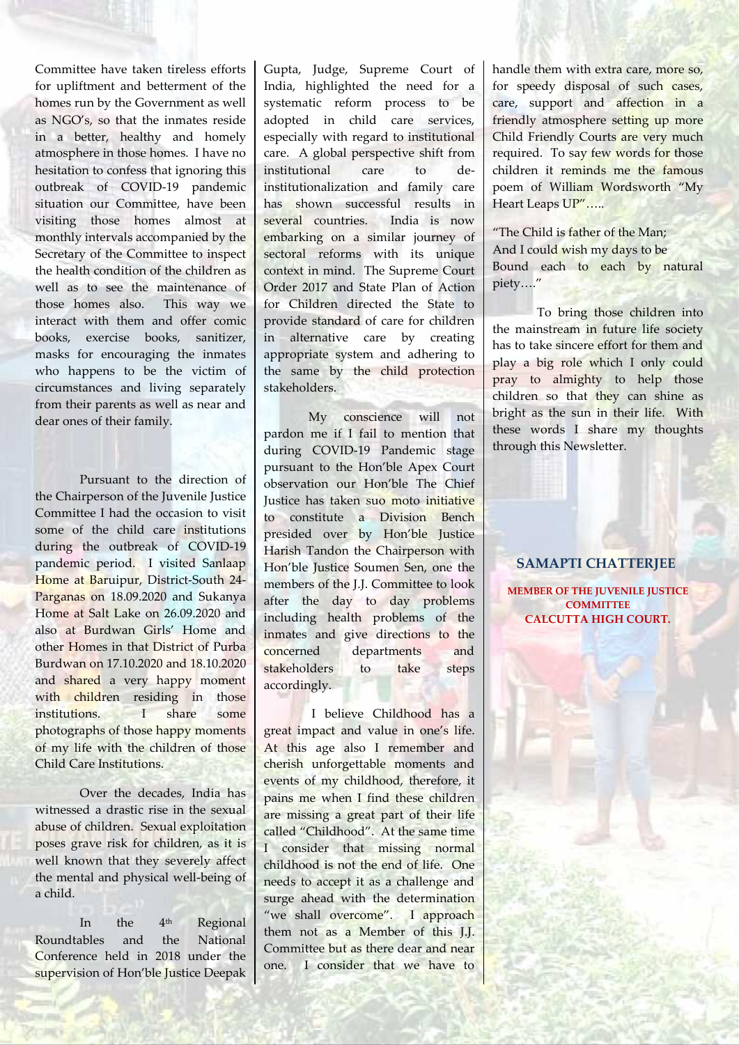Committee have taken tireless efforts for upliftment and betterment of the homes run by the Government as well as NGO's, so that the inmates reside in a better, healthy and homely atmosphere in those homes. I have no hesitation to confess that ignoring this outbreak of COVID-19 pandemic situation our Committee, have been visiting those homes almost at monthly intervals accompanied by the Secretary of the Committee to inspect the health condition of the children as well as to see the maintenance of those homes also. This way we interact with them and offer comic books, exercise books, sanitizer, masks for encouraging the inmates who happens to be the victim of circumstances and living separately from their parents as well as near and dear ones of their family.

Pursuant to the direction of the Chairperson of the Juvenile Justice Committee I had the occasion to visit some of the child care institutions during the outbreak of COVID-19 pandemic period. I visited Sanlaap Home at Baruipur, District-South 24-Parganas on 18.09.2020 and Sukanya Home at Salt Lake on 26.09.2020 and also at Burdwan Girls' Home and other Homes in that District of Purba Burdwan on 17.10.2020 and 18.10.2020 and shared a very happy moment with children residing in those institutions. I share some photographs of those happy moments of my life with the children of those Child Care Institutions.

Over the decades, India has witnessed a drastic rise in the sexual abuse of children. Sexual exploitation poses grave risk for children, as it is well known that they severely affect the mental and physical well-being of a child.

In the 4th Regional Roundtables and the National Conference held in 2018 under the supervision of Hon'ble Justice Deepak Gupta, Judge, Supreme Court of India, highlighted the need for a systematic reform process to be adopted in child care services, especially with regard to institutional care. A global perspective shift from institutional care to de-institutionalization and family care has shown successful results in several countries. India is now embarking on a similar journey of sectoral reforms with its unique context in mind. The Supreme Court Order 2017 and State Plan of Action for Children directed the State to provide standard of care for children in alternative care by creating appropriate system and adhering to the same by the child protection stakeholders.

My conscience will not pardon me if I fail to mention that during COVID-19 Pandemic stage pursuant to the Hon'ble Apex Court observation our Hon'ble The Chief Justice has taken suo moto initiative to constitute a Division Bench presided over by Hon'ble Justice Harish Tandon the Chairperson with Hon'ble Justice Soumen Sen, one the members of the J.J. Committee to look after the day to day problems including health problems of the inmates and give directions to the concerned departments and stakeholders to take steps accordingly.

I believe Childhood has a great impact and value in one's life. At this age also I remember and cherish unforgettable moments and events of my childhood, therefore, it pains me when I find these children are missing a great part of their life called "Childhood". At the same time I consider that missing normal childhood is not the end of life. One needs to accept it as a challenge and surge ahead with the determination "we shall overcome". I approach them not as a Member of this J.J. Committee but as there dear and near one. I consider that we have to handle them with extra care, more so, for speedy disposal of such cases, care, support and affection in a friendly atmosphere setting up more Child Friendly Courts are very much required. To say few words for those children it reminds me the famous poem of William Wordsworth "My Heart Leaps UP"…..

"The Child is father of the Man;
And I could wish my days to be
Bound each to each by natural piety…."

To bring those children into the mainstream in future life society has to take sincere effort for them and play a big role which I only could pray to almighty to help those children so that they can shine as bright as the sun in their life. With these words I share my thoughts through this Newsletter.

**SAMAPTI CHATTERJEE**

**MEMBER OF THE JUVENILE JUSTICE COMMITTEE**
**CALCUTTA HIGH COURT.**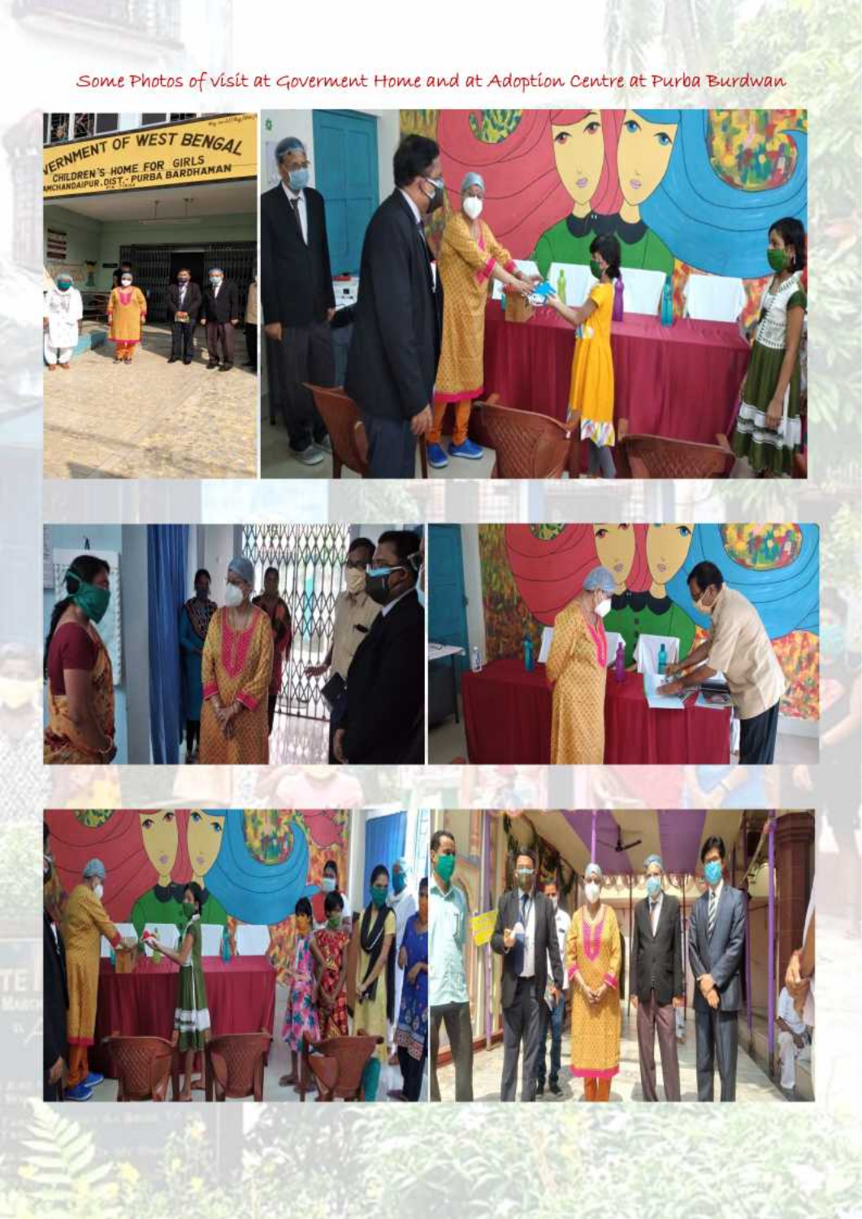Some Photos of visit at Goverment Home and at Adoption Centre at Purba Burdwan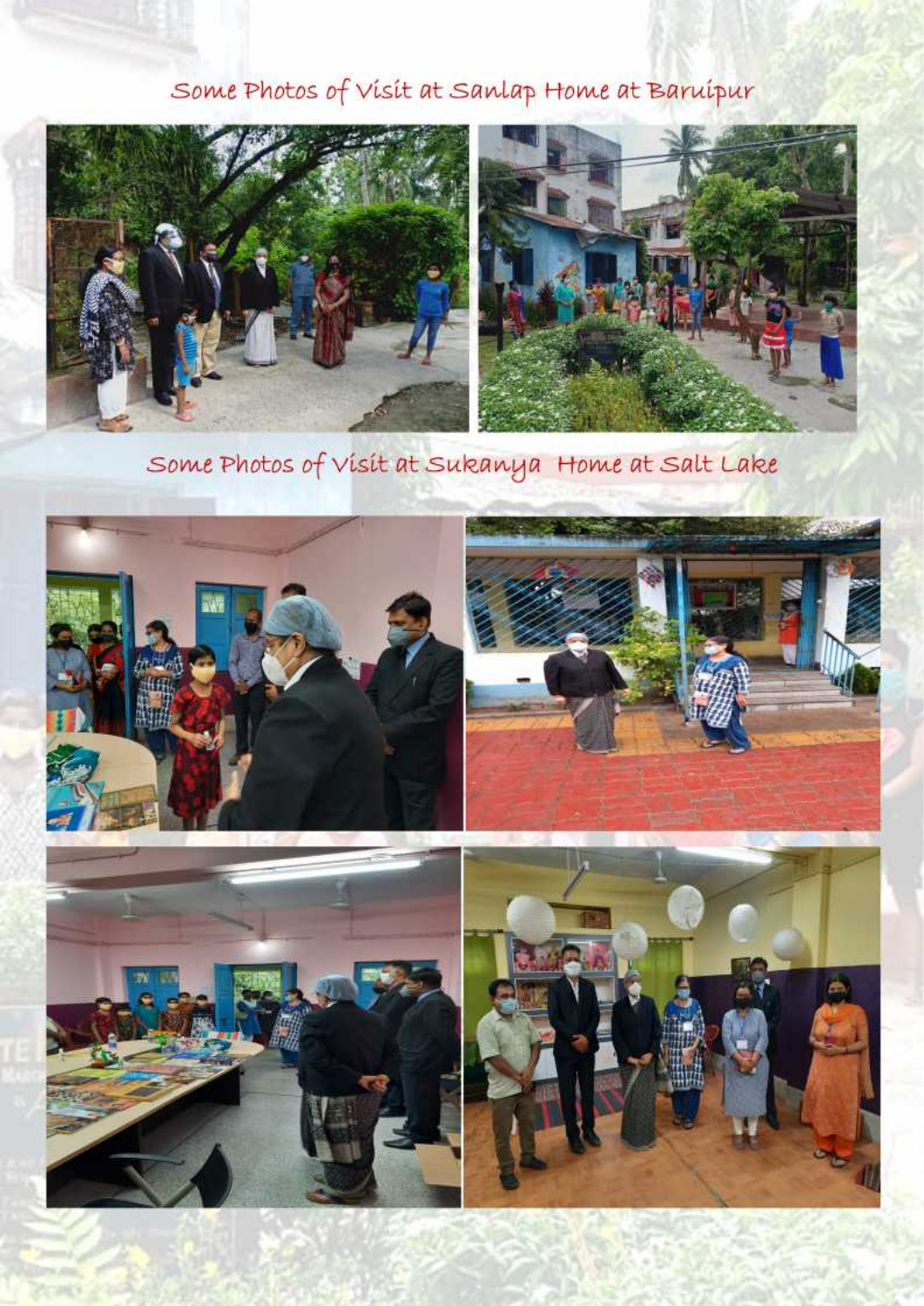Some Photos of Visit at Sanlap Home at Baruipur

Some Photos of Visit at Sukanya Home at Salt Lake